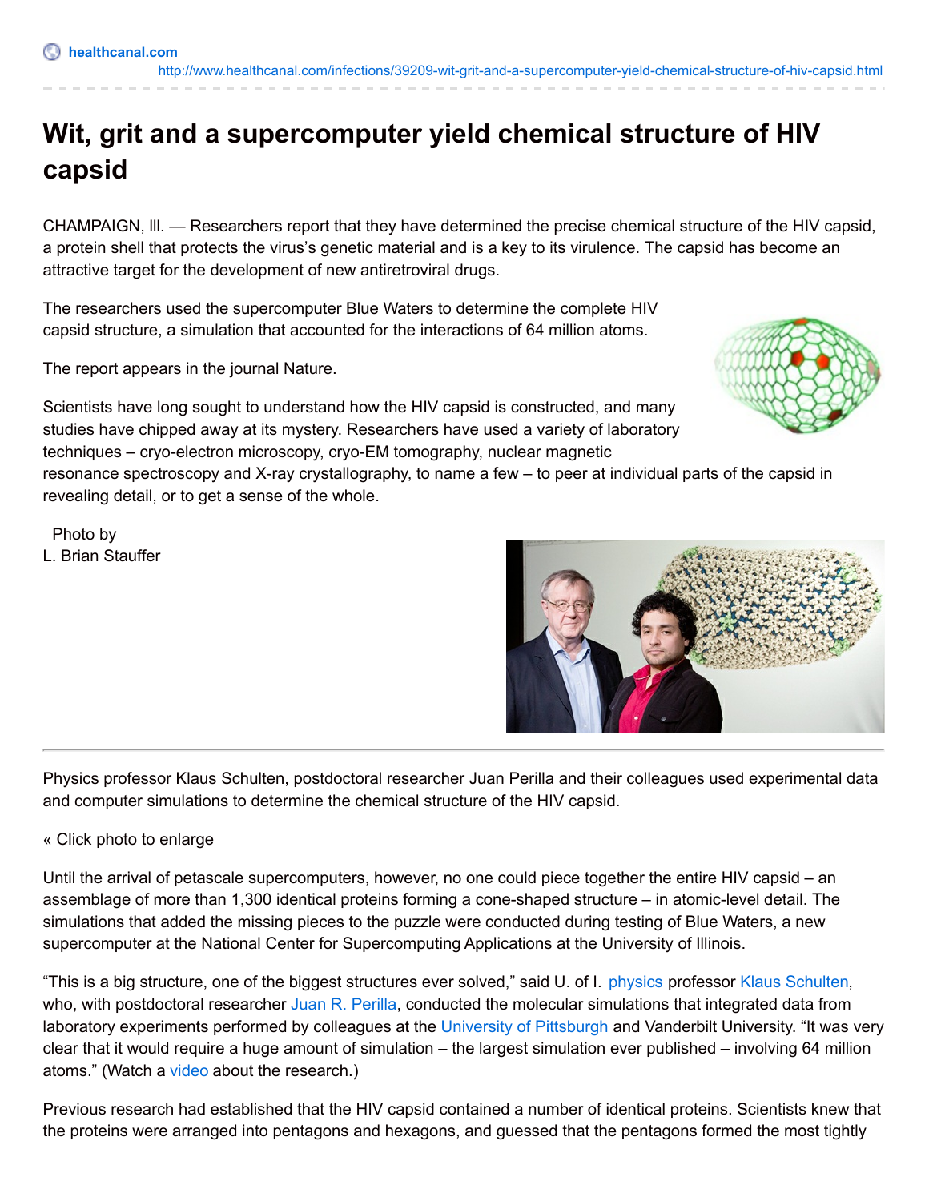healthcanal.com
http://www.healthcanal.com/infections/39209-wit-grit-and-a-supercomputer-yield-chemical-structure-of-hiv-capsid.html

# Wit, grit and a supercomputer yield chemical structure of HIV capsid

CHAMPAIGN, Ill. — Researchers report that they have determined the precise chemical structure of the HIV capsid, a protein shell that protects the virus's genetic material and is a key to its virulence. The capsid has become an attractive target for the development of new antiretroviral drugs.

The researchers used the supercomputer Blue Waters to determine the complete HIV capsid structure, a simulation that accounted for the interactions of 64 million atoms.

The report appears in the journal Nature.

Scientists have long sought to understand how the HIV capsid is constructed, and many studies have chipped away at its mystery. Researchers have used a variety of laboratory techniques – cryo-electron microscopy, cryo-EM tomography, nuclear magnetic resonance spectroscopy and X-ray crystallography, to name a few – to peer at individual parts of the capsid in revealing detail, or to get a sense of the whole.

Photo by
L. Brian Stauffer

Physics professor Klaus Schulten, postdoctoral researcher Juan Perilla and their colleagues used experimental data and computer simulations to determine the chemical structure of the HIV capsid.

« Click photo to enlarge

Until the arrival of petascale supercomputers, however, no one could piece together the entire HIV capsid – an assemblage of more than 1,300 identical proteins forming a cone-shaped structure – in atomic-level detail. The simulations that added the missing pieces to the puzzle were conducted during testing of Blue Waters, a new supercomputer at the National Center for Supercomputing Applications at the University of Illinois.

"This is a big structure, one of the biggest structures ever solved," said U. of I. physics professor Klaus Schulten, who, with postdoctoral researcher Juan R. Perilla, conducted the molecular simulations that integrated data from laboratory experiments performed by colleagues at the University of Pittsburgh and Vanderbilt University. "It was very clear that it would require a huge amount of simulation – the largest simulation ever published – involving 64 million atoms." (Watch a video about the research.)

Previous research had established that the HIV capsid contained a number of identical proteins. Scientists knew that the proteins were arranged into pentagons and hexagons, and guessed that the pentagons formed the most tightly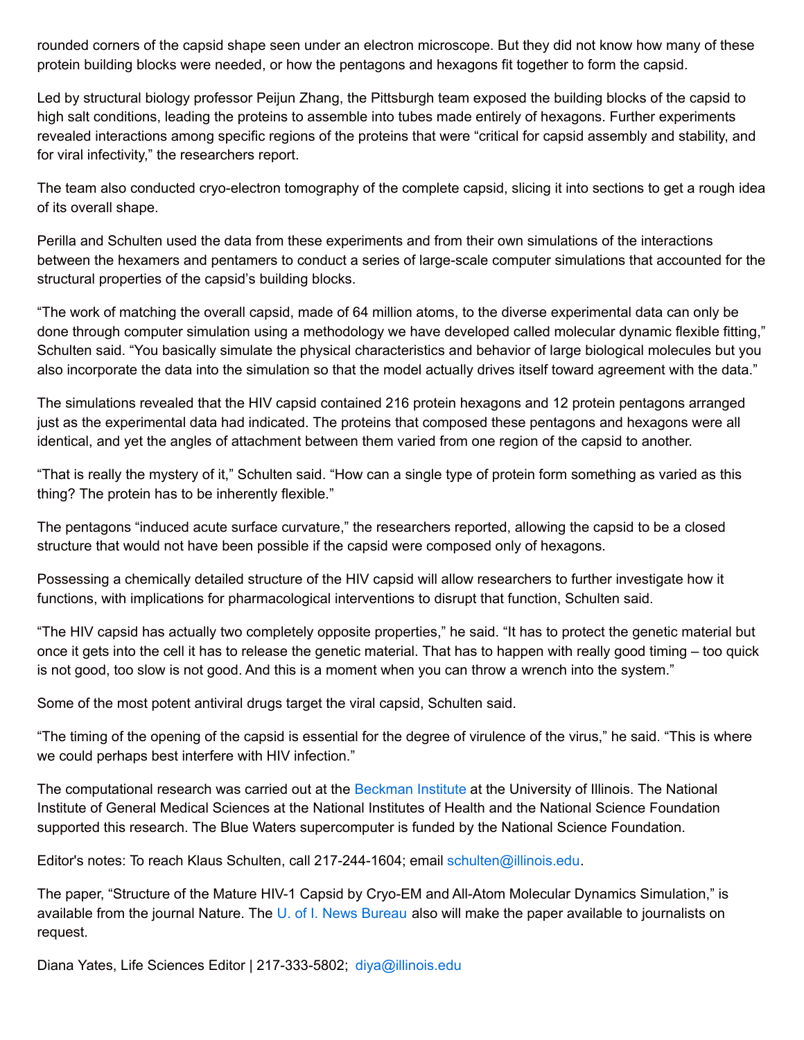rounded corners of the capsid shape seen under an electron microscope. But they did not know how many of these protein building blocks were needed, or how the pentagons and hexagons fit together to form the capsid.

Led by structural biology professor Peijun Zhang, the Pittsburgh team exposed the building blocks of the capsid to high salt conditions, leading the proteins to assemble into tubes made entirely of hexagons. Further experiments revealed interactions among specific regions of the proteins that were "critical for capsid assembly and stability, and for viral infectivity," the researchers report.

The team also conducted cryo-electron tomography of the complete capsid, slicing it into sections to get a rough idea of its overall shape.

Perilla and Schulten used the data from these experiments and from their own simulations of the interactions between the hexamers and pentamers to conduct a series of large-scale computer simulations that accounted for the structural properties of the capsid's building blocks.

"The work of matching the overall capsid, made of 64 million atoms, to the diverse experimental data can only be done through computer simulation using a methodology we have developed called molecular dynamic flexible fitting," Schulten said. "You basically simulate the physical characteristics and behavior of large biological molecules but you also incorporate the data into the simulation so that the model actually drives itself toward agreement with the data."

The simulations revealed that the HIV capsid contained 216 protein hexagons and 12 protein pentagons arranged just as the experimental data had indicated. The proteins that composed these pentagons and hexagons were all identical, and yet the angles of attachment between them varied from one region of the capsid to another.

"That is really the mystery of it," Schulten said. "How can a single type of protein form something as varied as this thing? The protein has to be inherently flexible."

The pentagons "induced acute surface curvature," the researchers reported, allowing the capsid to be a closed structure that would not have been possible if the capsid were composed only of hexagons.

Possessing a chemically detailed structure of the HIV capsid will allow researchers to further investigate how it functions, with implications for pharmacological interventions to disrupt that function, Schulten said.

"The HIV capsid has actually two completely opposite properties," he said. "It has to protect the genetic material but once it gets into the cell it has to release the genetic material. That has to happen with really good timing – too quick is not good, too slow is not good. And this is a moment when you can throw a wrench into the system."

Some of the most potent antiviral drugs target the viral capsid, Schulten said.

"The timing of the opening of the capsid is essential for the degree of virulence of the virus," he said. "This is where we could perhaps best interfere with HIV infection."

The computational research was carried out at the Beckman Institute at the University of Illinois. The National Institute of General Medical Sciences at the National Institutes of Health and the National Science Foundation supported this research. The Blue Waters supercomputer is funded by the National Science Foundation.

Editor's notes: To reach Klaus Schulten, call 217-244-1604; email schulten@illinois.edu.

The paper, "Structure of the Mature HIV-1 Capsid by Cryo-EM and All-Atom Molecular Dynamics Simulation," is available from the journal Nature. The U. of I. News Bureau also will make the paper available to journalists on request.

Diana Yates, Life Sciences Editor | 217-333-5802; diya@illinois.edu